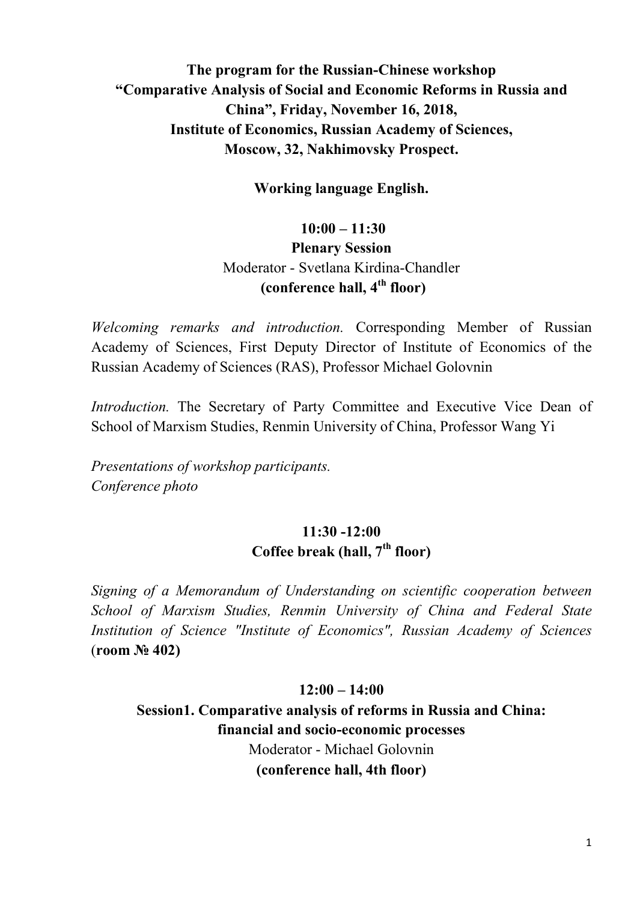# The program for the Russian-Chinese workshop "Comparative Analysis of Social and Economic Reforms in Russia and China", Friday, November 16, 2018, Institute of Economics, Russian Academy of Sciences, Moscow, 32, Nakhimovsky Prospect.

**Working language English.**

## 10:00 – 11:30
## Plenary Session

Moderator - Svetlana Kirdina-Chandler

**(conference hall, 4th floor)**

*Welcoming remarks and introduction.* Corresponding Member of Russian Academy of Sciences, First Deputy Director of Institute of Economics of the Russian Academy of Sciences (RAS), Professor Michael Golovnin

*Introduction.* The Secretary of Party Committee and Executive Vice Dean of School of Marxism Studies, Renmin University of China, Professor Wang Yi

*Presentations of workshop participants.*
*Conference photo*

## 11:30 -12:00
## Coffee break (hall, 7th floor)

*Signing of a Memorandum of Understanding on scientific cooperation between School of Marxism Studies, Renmin University of China and Federal State Institution of Science "Institute of Economics", Russian Academy of Sciences* (**room № 402)**

## 12:00 – 14:00
## Session1. Comparative analysis of reforms in Russia and China: financial and socio-economic processes

Moderator - Michael Golovnin

**(conference hall, 4th floor)**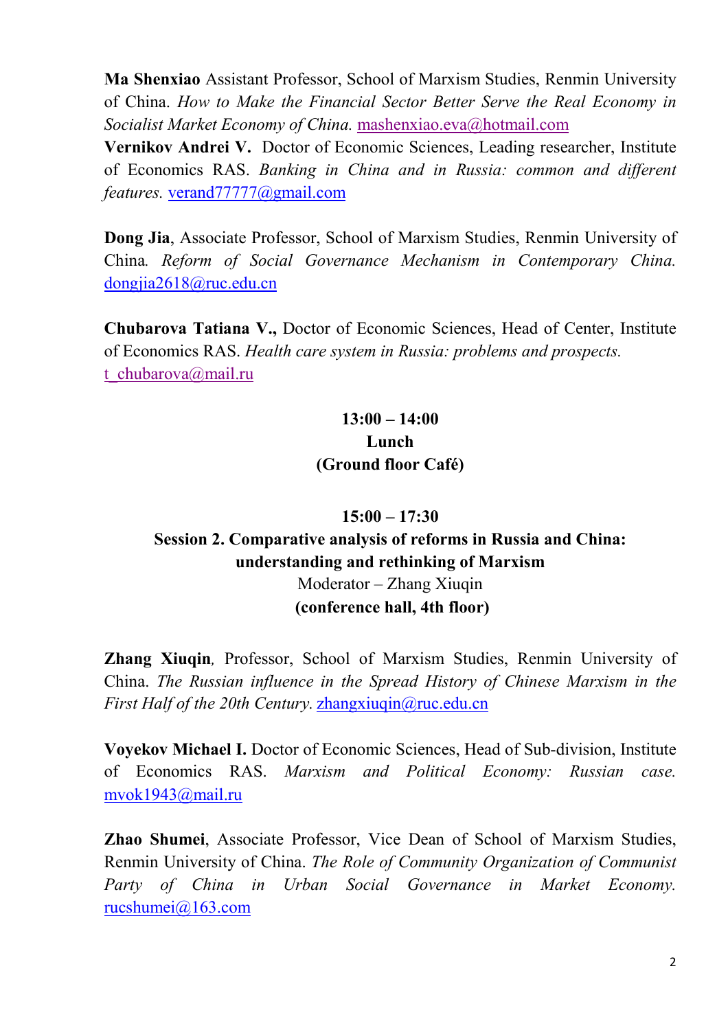**Ma Shenxiao** Assistant Professor, School of Marxism Studies, Renmin University of China. *How to Make the Financial Sector Better Serve the Real Economy in Socialist Market Economy of China.* mashenxiao.eva@hotmail.com

**Vernikov Andrei V.** Doctor of Economic Sciences, Leading researcher, Institute of Economics RAS. *Banking in China and in Russia: common and different features.* verand77777@gmail.com

**Dong Jia**, Associate Professor, School of Marxism Studies, Renmin University of China. *Reform of Social Governance Mechanism in Contemporary China.* dongjia2618@ruc.edu.cn

**Chubarova Tatiana V.,** Doctor of Economic Sciences, Head of Center, Institute of Economics RAS. *Health care system in Russia: problems and prospects.* t_chubarova@mail.ru

**13:00 – 14:00**
**Lunch**
**(Ground floor Café)**

**15:00 – 17:30**
**Session 2. Comparative analysis of reforms in Russia and China: understanding and rethinking of Marxism**
Moderator – Zhang Xiuqin
**(conference hall, 4th floor)**

**Zhang Xiuqin**, Professor, School of Marxism Studies, Renmin University of China. *The Russian influence in the Spread History of Chinese Marxism in the First Half of the 20th Century.* zhangxiuqin@ruc.edu.cn

**Voyekov Michael I.** Doctor of Economic Sciences, Head of Sub-division, Institute of Economics RAS. *Marxism and Political Economy: Russian case.* mvok1943@mail.ru

**Zhao Shumei**, Associate Professor, Vice Dean of School of Marxism Studies, Renmin University of China. *The Role of Community Organization of Communist Party of China in Urban Social Governance in Market Economy.* rucshumei@163.com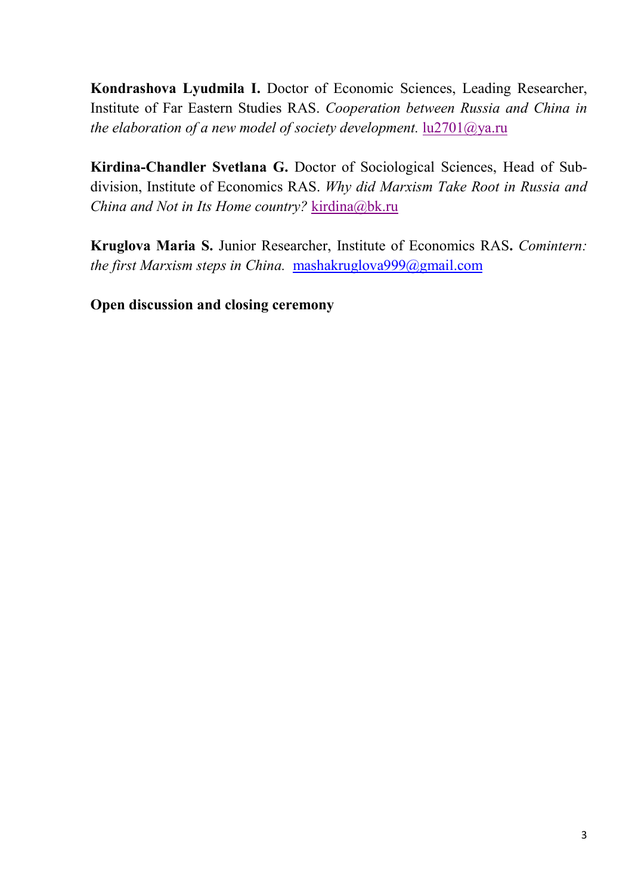**Kondrashova Lyudmila I.** Doctor of Economic Sciences, Leading Researcher, Institute of Far Eastern Studies RAS. *Cooperation between Russia and China in the elaboration of a new model of society development.* lu2701@ya.ru

**Kirdina-Chandler Svetlana G.** Doctor of Sociological Sciences, Head of Sub-division, Institute of Economics RAS. *Why did Marxism Take Root in Russia and China and Not in Its Home country?* kirdina@bk.ru

**Kruglova Maria S.** Junior Researcher, Institute of Economics RAS**.** *Comintern: the first Marxism steps in China.* mashakruglova999@gmail.com

**Open discussion and closing ceremony**